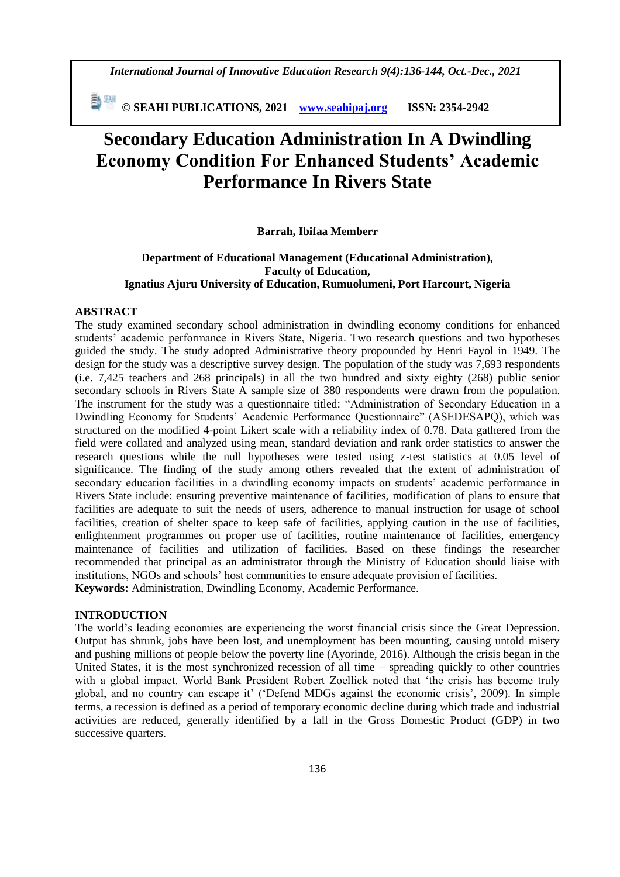# Secondary Education Administration In A Dwindling Economy Condition For Enhanced Students' Academic Performance In Rivers State

**Barrah, Ibifaa Memberr**

**Department of Educational Management (Educational Administration), Faculty of Education, Ignatius Ajuru University of Education, Rumuolumeni, Port Harcourt, Nigeria**

## ABSTRACT

The study examined secondary school administration in dwindling economy conditions for enhanced students' academic performance in Rivers State, Nigeria. Two research questions and two hypotheses guided the study. The study adopted Administrative theory propounded by Henri Fayol in 1949. The design for the study was a descriptive survey design. The population of the study was 7,693 respondents (i.e. 7,425 teachers and 268 principals) in all the two hundred and sixty eighty (268) public senior secondary schools in Rivers State A sample size of 380 respondents were drawn from the population. The instrument for the study was a questionnaire titled: "Administration of Secondary Education in a Dwindling Economy for Students' Academic Performance Questionnaire" (ASEDESAPQ), which was structured on the modified 4-point Likert scale with a reliability index of 0.78. Data gathered from the field were collated and analyzed using mean, standard deviation and rank order statistics to answer the research questions while the null hypotheses were tested using z-test statistics at 0.05 level of significance. The finding of the study among others revealed that the extent of administration of secondary education facilities in a dwindling economy impacts on students' academic performance in Rivers State include: ensuring preventive maintenance of facilities, modification of plans to ensure that facilities are adequate to suit the needs of users, adherence to manual instruction for usage of school facilities, creation of shelter space to keep safe of facilities, applying caution in the use of facilities, enlightenment programmes on proper use of facilities, routine maintenance of facilities, emergency maintenance of facilities and utilization of facilities. Based on these findings the researcher recommended that principal as an administrator through the Ministry of Education should liaise with institutions, NGOs and schools' host communities to ensure adequate provision of facilities.

**Keywords:** Administration, Dwindling Economy, Academic Performance.

## INTRODUCTION

The world's leading economies are experiencing the worst financial crisis since the Great Depression. Output has shrunk, jobs have been lost, and unemployment has been mounting, causing untold misery and pushing millions of people below the poverty line (Ayorinde, 2016). Although the crisis began in the United States, it is the most synchronized recession of all time – spreading quickly to other countries with a global impact. World Bank President Robert Zoellick noted that 'the crisis has become truly global, and no country can escape it' ('Defend MDGs against the economic crisis', 2009). In simple terms, a recession is defined as a period of temporary economic decline during which trade and industrial activities are reduced, generally identified by a fall in the Gross Domestic Product (GDP) in two successive quarters.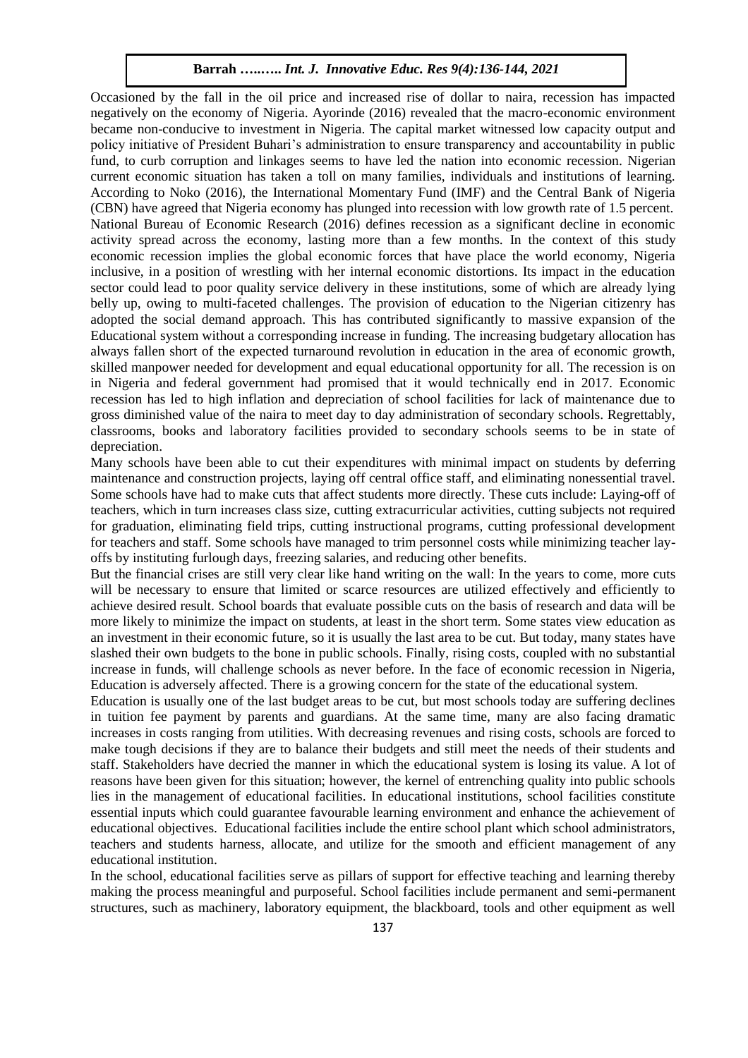Occasioned by the fall in the oil price and increased rise of dollar to naira, recession has impacted negatively on the economy of Nigeria. Ayorinde (2016) revealed that the macro-economic environment became non-conducive to investment in Nigeria. The capital market witnessed low capacity output and policy initiative of President Buhari's administration to ensure transparency and accountability in public fund, to curb corruption and linkages seems to have led the nation into economic recession. Nigerian current economic situation has taken a toll on many families, individuals and institutions of learning. According to Noko (2016), the International Momentary Fund (IMF) and the Central Bank of Nigeria (CBN) have agreed that Nigeria economy has plunged into recession with low growth rate of 1.5 percent. National Bureau of Economic Research (2016) defines recession as a significant decline in economic activity spread across the economy, lasting more than a few months. In the context of this study economic recession implies the global economic forces that have place the world economy, Nigeria inclusive, in a position of wrestling with her internal economic distortions. Its impact in the education sector could lead to poor quality service delivery in these institutions, some of which are already lying belly up, owing to multi-faceted challenges. The provision of education to the Nigerian citizenry has adopted the social demand approach. This has contributed significantly to massive expansion of the Educational system without a corresponding increase in funding. The increasing budgetary allocation has always fallen short of the expected turnaround revolution in education in the area of economic growth, skilled manpower needed for development and equal educational opportunity for all. The recession is on in Nigeria and federal government had promised that it would technically end in 2017. Economic recession has led to high inflation and depreciation of school facilities for lack of maintenance due to gross diminished value of the naira to meet day to day administration of secondary schools. Regrettably, classrooms, books and laboratory facilities provided to secondary schools seems to be in state of depreciation.

Many schools have been able to cut their expenditures with minimal impact on students by deferring maintenance and construction projects, laying off central office staff, and eliminating nonessential travel. Some schools have had to make cuts that affect students more directly. These cuts include: Laying-off of teachers, which in turn increases class size, cutting extracurricular activities, cutting subjects not required for graduation, eliminating field trips, cutting instructional programs, cutting professional development for teachers and staff. Some schools have managed to trim personnel costs while minimizing teacher lay-offs by instituting furlough days, freezing salaries, and reducing other benefits.

But the financial crises are still very clear like hand writing on the wall: In the years to come, more cuts will be necessary to ensure that limited or scarce resources are utilized effectively and efficiently to achieve desired result. School boards that evaluate possible cuts on the basis of research and data will be more likely to minimize the impact on students, at least in the short term. Some states view education as an investment in their economic future, so it is usually the last area to be cut. But today, many states have slashed their own budgets to the bone in public schools. Finally, rising costs, coupled with no substantial increase in funds, will challenge schools as never before. In the face of economic recession in Nigeria, Education is adversely affected. There is a growing concern for the state of the educational system.

Education is usually one of the last budget areas to be cut, but most schools today are suffering declines in tuition fee payment by parents and guardians. At the same time, many are also facing dramatic increases in costs ranging from utilities. With decreasing revenues and rising costs, schools are forced to make tough decisions if they are to balance their budgets and still meet the needs of their students and staff. Stakeholders have decried the manner in which the educational system is losing its value. A lot of reasons have been given for this situation; however, the kernel of entrenching quality into public schools lies in the management of educational facilities. In educational institutions, school facilities constitute essential inputs which could guarantee favourable learning environment and enhance the achievement of educational objectives. Educational facilities include the entire school plant which school administrators, teachers and students harness, allocate, and utilize for the smooth and efficient management of any educational institution.

In the school, educational facilities serve as pillars of support for effective teaching and learning thereby making the process meaningful and purposeful. School facilities include permanent and semi-permanent structures, such as machinery, laboratory equipment, the blackboard, tools and other equipment as well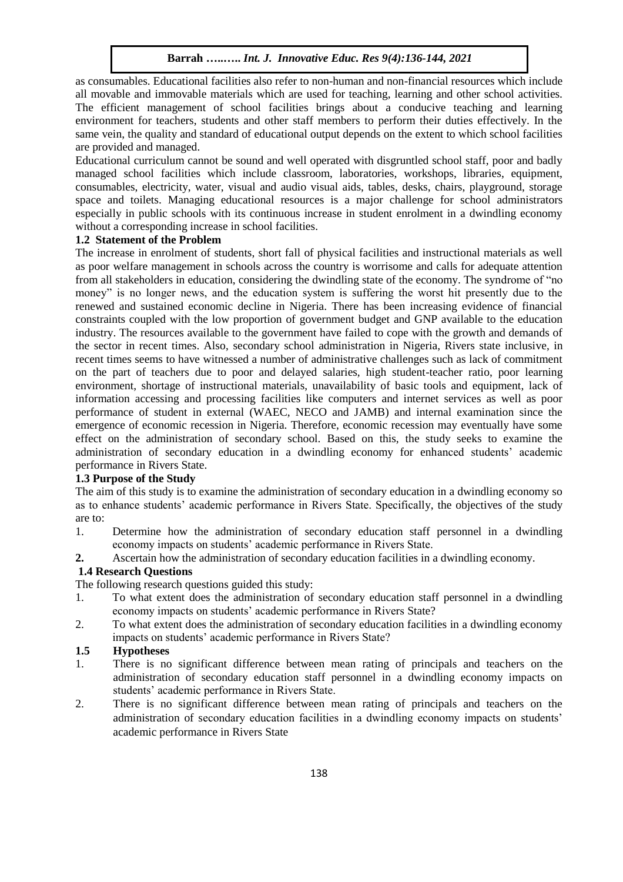as consumables. Educational facilities also refer to non-human and non-financial resources which include all movable and immovable materials which are used for teaching, learning and other school activities. The efficient management of school facilities brings about a conducive teaching and learning environment for teachers, students and other staff members to perform their duties effectively. In the same vein, the quality and standard of educational output depends on the extent to which school facilities are provided and managed.

Educational curriculum cannot be sound and well operated with disgruntled school staff, poor and badly managed school facilities which include classroom, laboratories, workshops, libraries, equipment, consumables, electricity, water, visual and audio visual aids, tables, desks, chairs, playground, storage space and toilets. Managing educational resources is a major challenge for school administrators especially in public schools with its continuous increase in student enrolment in a dwindling economy without a corresponding increase in school facilities.

### 1.2 Statement of the Problem

The increase in enrolment of students, short fall of physical facilities and instructional materials as well as poor welfare management in schools across the country is worrisome and calls for adequate attention from all stakeholders in education, considering the dwindling state of the economy. The syndrome of "no money" is no longer news, and the education system is suffering the worst hit presently due to the renewed and sustained economic decline in Nigeria. There has been increasing evidence of financial constraints coupled with the low proportion of government budget and GNP available to the education industry. The resources available to the government have failed to cope with the growth and demands of the sector in recent times. Also, secondary school administration in Nigeria, Rivers state inclusive, in recent times seems to have witnessed a number of administrative challenges such as lack of commitment on the part of teachers due to poor and delayed salaries, high student-teacher ratio, poor learning environment, shortage of instructional materials, unavailability of basic tools and equipment, lack of information accessing and processing facilities like computers and internet services as well as poor performance of student in external (WAEC, NECO and JAMB) and internal examination since the emergence of economic recession in Nigeria. Therefore, economic recession may eventually have some effect on the administration of secondary school. Based on this, the study seeks to examine the administration of secondary education in a dwindling economy for enhanced students' academic performance in Rivers State.

### 1.3 Purpose of the Study

The aim of this study is to examine the administration of secondary education in a dwindling economy so as to enhance students' academic performance in Rivers State. Specifically, the objectives of the study are to:

1. Determine how the administration of secondary education staff personnel in a dwindling economy impacts on students' academic performance in Rivers State.
2. Ascertain how the administration of secondary education facilities in a dwindling economy.

### 1.4 Research Questions

The following research questions guided this study:

1. To what extent does the administration of secondary education staff personnel in a dwindling economy impacts on students' academic performance in Rivers State?
2. To what extent does the administration of secondary education facilities in a dwindling economy impacts on students' academic performance in Rivers State?

### 1.5 Hypotheses

1. There is no significant difference between mean rating of principals and teachers on the administration of secondary education staff personnel in a dwindling economy impacts on students' academic performance in Rivers State.
2. There is no significant difference between mean rating of principals and teachers on the administration of secondary education facilities in a dwindling economy impacts on students' academic performance in Rivers State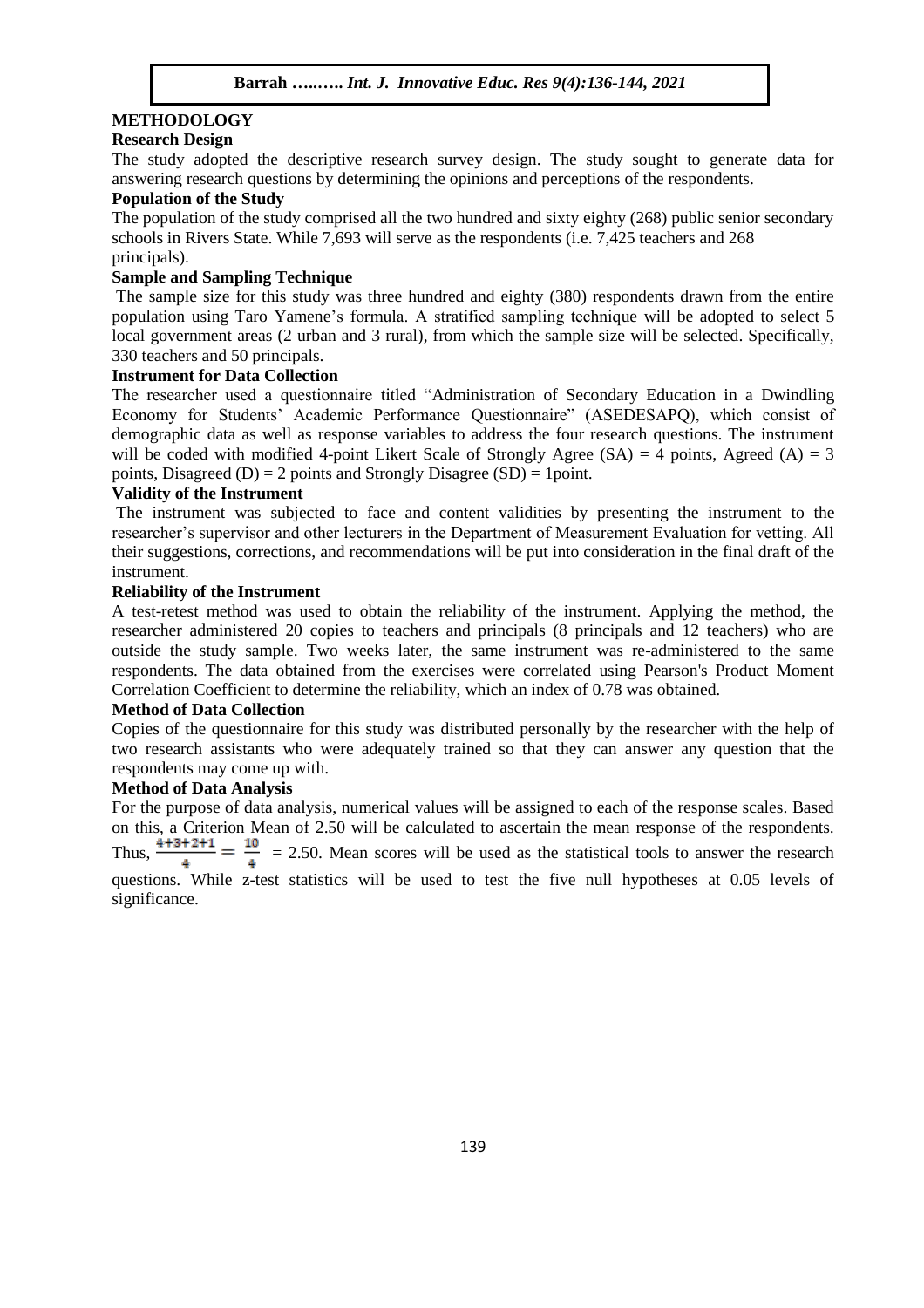## METHODOLOGY

### Research Design

The study adopted the descriptive research survey design. The study sought to generate data for answering research questions by determining the opinions and perceptions of the respondents.

### Population of the Study

The population of the study comprised all the two hundred and sixty eighty (268) public senior secondary schools in Rivers State. While 7,693 will serve as the respondents (i.e. 7,425 teachers and 268 principals).

### Sample and Sampling Technique

The sample size for this study was three hundred and eighty (380) respondents drawn from the entire population using Taro Yamene's formula. A stratified sampling technique will be adopted to select 5 local government areas (2 urban and 3 rural), from which the sample size will be selected. Specifically, 330 teachers and 50 principals.

### Instrument for Data Collection

The researcher used a questionnaire titled "Administration of Secondary Education in a Dwindling Economy for Students' Academic Performance Questionnaire" (ASEDESAPQ), which consist of demographic data as well as response variables to address the four research questions. The instrument will be coded with modified 4-point Likert Scale of Strongly Agree (SA) = 4 points, Agreed (A) = 3 points, Disagreed (D) = 2 points and Strongly Disagree (SD) = 1point.

### Validity of the Instrument

The instrument was subjected to face and content validities by presenting the instrument to the researcher's supervisor and other lecturers in the Department of Measurement Evaluation for vetting. All their suggestions, corrections, and recommendations will be put into consideration in the final draft of the instrument.

### Reliability of the Instrument

A test-retest method was used to obtain the reliability of the instrument. Applying the method, the researcher administered 20 copies to teachers and principals (8 principals and 12 teachers) who are outside the study sample. Two weeks later, the same instrument was re-administered to the same respondents. The data obtained from the exercises were correlated using Pearson's Product Moment Correlation Coefficient to determine the reliability, which an index of 0.78 was obtained.

### Method of Data Collection

Copies of the questionnaire for this study was distributed personally by the researcher with the help of two research assistants who were adequately trained so that they can answer any question that the respondents may come up with.

### Method of Data Analysis

For the purpose of data analysis, numerical values will be assigned to each of the response scales. Based on this, a Criterion Mean of 2.50 will be calculated to ascertain the mean response of the respondents. Thus, $\frac{4+3+2+1}{4} = \frac{10}{4} = 2.50$. Mean scores will be used as the statistical tools to answer the research questions. While z-test statistics will be used to test the five null hypotheses at 0.05 levels of significance.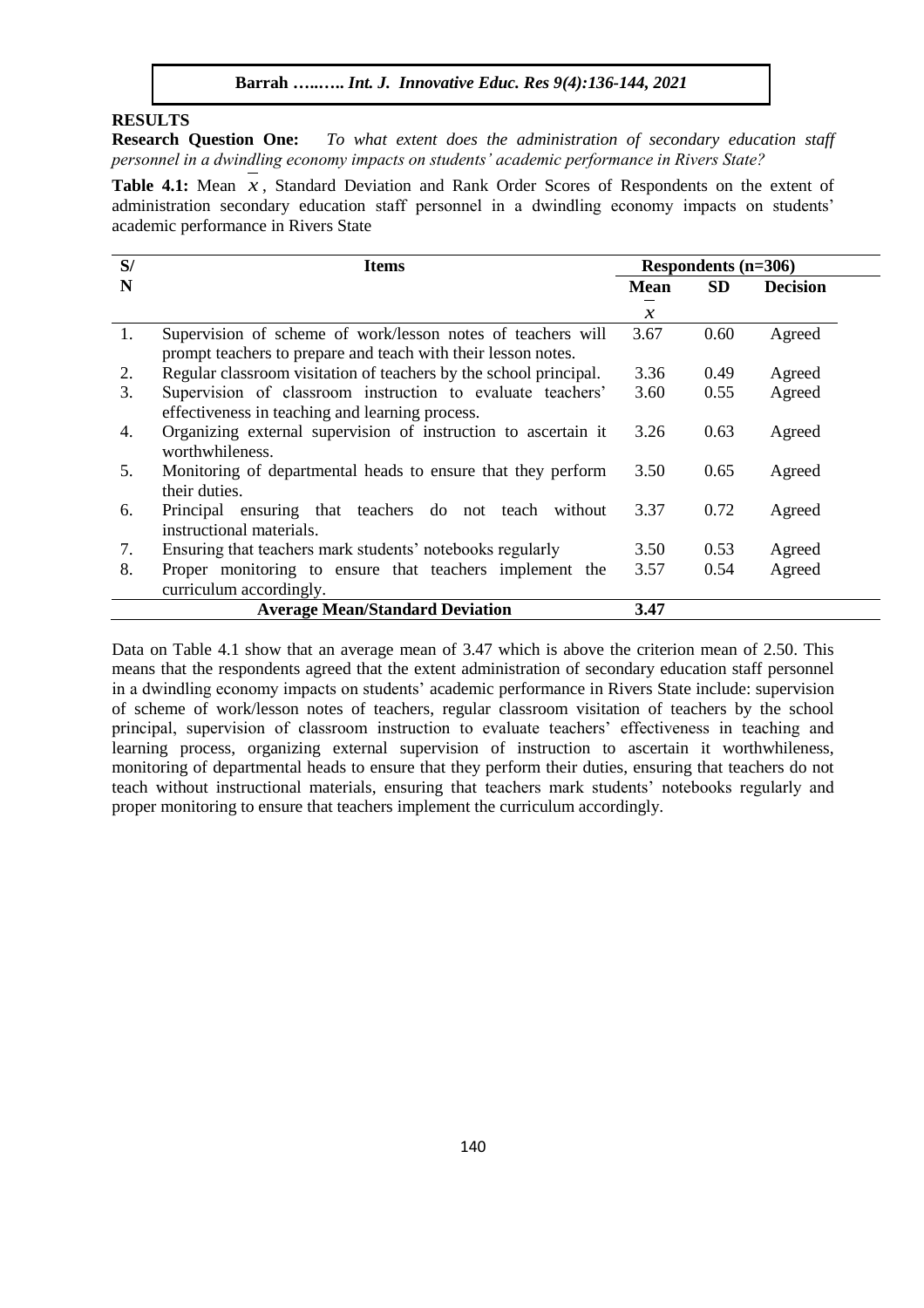## RESULTS

**Research Question One:** *To what extent does the administration of secondary education staff personnel in a dwindling economy impacts on students' academic performance in Rivers State?*

**Table 4.1:** Mean $\bar{x}$, Standard Deviation and Rank Order Scores of Respondents on the extent of administration secondary education staff personnel in a dwindling economy impacts on students' academic performance in Rivers State

| S/N | Items | Respondents (n=306) | | |
|---|---|---|---|---|
| | | **Mean $\bar{x}$** | **SD** | **Decision** |
| 1. | Supervision of scheme of work/lesson notes of teachers will prompt teachers to prepare and teach with their lesson notes. | 3.67 | 0.60 | Agreed |
| 2. | Regular classroom visitation of teachers by the school principal. | 3.36 | 0.49 | Agreed |
| 3. | Supervision of classroom instruction to evaluate teachers' effectiveness in teaching and learning process. | 3.60 | 0.55 | Agreed |
| 4. | Organizing external supervision of instruction to ascertain it worthwhileness. | 3.26 | 0.63 | Agreed |
| 5. | Monitoring of departmental heads to ensure that they perform their duties. | 3.50 | 0.65 | Agreed |
| 6. | Principal ensuring that teachers do not teach without instructional materials. | 3.37 | 0.72 | Agreed |
| 7. | Ensuring that teachers mark students' notebooks regularly | 3.50 | 0.53 | Agreed |
| 8. | Proper monitoring to ensure that teachers implement the curriculum accordingly. | 3.57 | 0.54 | Agreed |
| | **Average Mean/Standard Deviation** | **3.47** | | |

Data on Table 4.1 show that an average mean of 3.47 which is above the criterion mean of 2.50. This means that the respondents agreed that the extent administration of secondary education staff personnel in a dwindling economy impacts on students' academic performance in Rivers State include: supervision of scheme of work/lesson notes of teachers, regular classroom visitation of teachers by the school principal, supervision of classroom instruction to evaluate teachers' effectiveness in teaching and learning process, organizing external supervision of instruction to ascertain it worthwhileness, monitoring of departmental heads to ensure that they perform their duties, ensuring that teachers do not teach without instructional materials, ensuring that teachers mark students' notebooks regularly and proper monitoring to ensure that teachers implement the curriculum accordingly.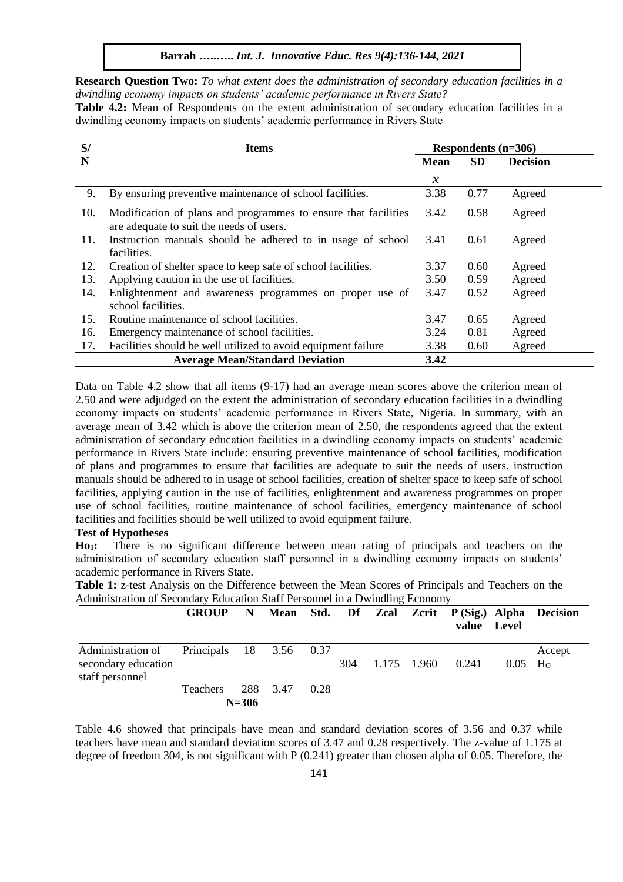**Research Question Two:** *To what extent does the administration of secondary education facilities in a dwindling economy impacts on students' academic performance in Rivers State?*

**Table 4.2:** Mean of Respondents on the extent administration of secondary education facilities in a dwindling economy impacts on students' academic performance in Rivers State

| S/N | Items | Respondents (n=306) | | |
|---|---|---|---|---|
| | | Mean $\bar{x}$ | SD | Decision |
| 9. | By ensuring preventive maintenance of school facilities. | 3.38 | 0.77 | Agreed |
| 10. | Modification of plans and programmes to ensure that facilities are adequate to suit the needs of users. | 3.42 | 0.58 | Agreed |
| 11. | Instruction manuals should be adhered to in usage of school facilities. | 3.41 | 0.61 | Agreed |
| 12. | Creation of shelter space to keep safe of school facilities. | 3.37 | 0.60 | Agreed |
| 13. | Applying caution in the use of facilities. | 3.50 | 0.59 | Agreed |
| 14. | Enlightenment and awareness programmes on proper use of school facilities. | 3.47 | 0.52 | Agreed |
| 15. | Routine maintenance of school facilities. | 3.47 | 0.65 | Agreed |
| 16. | Emergency maintenance of school facilities. | 3.24 | 0.81 | Agreed |
| 17. | Facilities should be well utilized to avoid equipment failure | 3.38 | 0.60 | Agreed |
| | **Average Mean/Standard Deviation** | **3.42** | | |

Data on Table 4.2 show that all items (9-17) had an average mean scores above the criterion mean of 2.50 and were adjudged on the extent the administration of secondary education facilities in a dwindling economy impacts on students' academic performance in Rivers State, Nigeria. In summary, with an average mean of 3.42 which is above the criterion mean of 2.50, the respondents agreed that the extent administration of secondary education facilities in a dwindling economy impacts on students' academic performance in Rivers State include: ensuring preventive maintenance of school facilities, modification of plans and programmes to ensure that facilities are adequate to suit the needs of users. instruction manuals should be adhered to in usage of school facilities, creation of shelter space to keep safe of school facilities, applying caution in the use of facilities, enlightenment and awareness programmes on proper use of school facilities, routine maintenance of school facilities, emergency maintenance of school facilities and facilities should be well utilized to avoid equipment failure.

**Test of Hypotheses**

**$H_{O1}$:** There is no significant difference between mean rating of principals and teachers on the administration of secondary education staff personnel in a dwindling economy impacts on students' academic performance in Rivers State.

**Table 1:** z-test Analysis on the Difference between the Mean Scores of Principals and Teachers on the Administration of Secondary Education Staff Personnel in a Dwindling Economy

| | GROUP | N | Mean | Std. | Df | Zcal | Zcrit | P (Sig.) value | Alpha Level | Decision |
|---|---|---|---|---|---|---|---|---|---|---|
| Administration of secondary education staff personnel | Principals | 18 | 3.56 | 0.37 | 304 | 1.175 | 1.960 | 0.241 | 0.05 | Accept $H_O$ |
| | Teachers | 288 | 3.47 | 0.28 | | | | | | |
| | | N=306 | | | | | | | | |

Table 4.6 showed that principals have mean and standard deviation scores of 3.56 and 0.37 while teachers have mean and standard deviation scores of 3.47 and 0.28 respectively. The z-value of 1.175 at degree of freedom 304, is not significant with P (0.241) greater than chosen alpha of 0.05. Therefore, the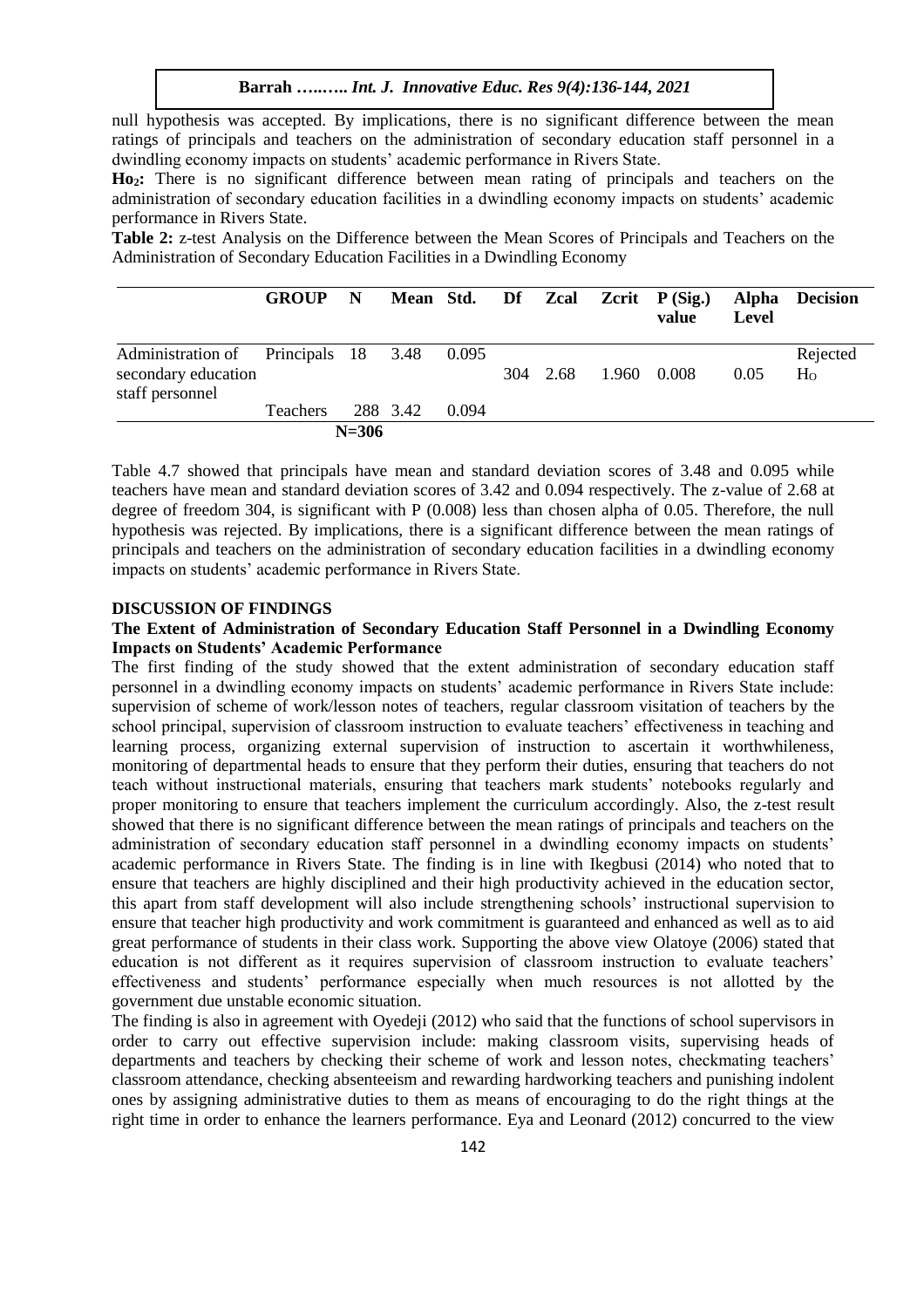null hypothesis was accepted. By implications, there is no significant difference between the mean ratings of principals and teachers on the administration of secondary education staff personnel in a dwindling economy impacts on students' academic performance in Rivers State.

**Ho$_2$:** There is no significant difference between mean rating of principals and teachers on the administration of secondary education facilities in a dwindling economy impacts on students' academic performance in Rivers State.

**Table 2:** z-test Analysis on the Difference between the Mean Scores of Principals and Teachers on the Administration of Secondary Education Facilities in a Dwindling Economy

| | GROUP | N | Mean | Std. | Df | Zcal | Zcrit | P (Sig.) value | Alpha Level | Decision |
|---|---|---|---|---|---|---|---|---|---|---|
| Administration of secondary education staff personnel | Principals | 18 | 3.48 | 0.095 | 304 | 2.68 | 1.960 | 0.008 | 0.05 | Rejected H$_O$ |
| | Teachers | 288 | 3.42 | 0.094 | | | | | | |
| | | N=306 | | | | | | | | |

Table 4.7 showed that principals have mean and standard deviation scores of 3.48 and 0.095 while teachers have mean and standard deviation scores of 3.42 and 0.094 respectively. The z-value of 2.68 at degree of freedom 304, is significant with P (0.008) less than chosen alpha of 0.05. Therefore, the null hypothesis was rejected. By implications, there is a significant difference between the mean ratings of principals and teachers on the administration of secondary education facilities in a dwindling economy impacts on students' academic performance in Rivers State.

## DISCUSSION OF FINDINGS

### The Extent of Administration of Secondary Education Staff Personnel in a Dwindling Economy Impacts on Students' Academic Performance

The first finding of the study showed that the extent administration of secondary education staff personnel in a dwindling economy impacts on students' academic performance in Rivers State include: supervision of scheme of work/lesson notes of teachers, regular classroom visitation of teachers by the school principal, supervision of classroom instruction to evaluate teachers' effectiveness in teaching and learning process, organizing external supervision of instruction to ascertain it worthwhileness, monitoring of departmental heads to ensure that they perform their duties, ensuring that teachers do not teach without instructional materials, ensuring that teachers mark students' notebooks regularly and proper monitoring to ensure that teachers implement the curriculum accordingly. Also, the z-test result showed that there is no significant difference between the mean ratings of principals and teachers on the administration of secondary education staff personnel in a dwindling economy impacts on students' academic performance in Rivers State. The finding is in line with Ikegbusi (2014) who noted that to ensure that teachers are highly disciplined and their high productivity achieved in the education sector, this apart from staff development will also include strengthening schools' instructional supervision to ensure that teacher high productivity and work commitment is guaranteed and enhanced as well as to aid great performance of students in their class work. Supporting the above view Olatoye (2006) stated that education is not different as it requires supervision of classroom instruction to evaluate teachers' effectiveness and students' performance especially when much resources is not allotted by the government due unstable economic situation.

The finding is also in agreement with Oyedeji (2012) who said that the functions of school supervisors in order to carry out effective supervision include: making classroom visits, supervising heads of departments and teachers by checking their scheme of work and lesson notes, checkmating teachers' classroom attendance, checking absenteeism and rewarding hardworking teachers and punishing indolent ones by assigning administrative duties to them as means of encouraging to do the right things at the right time in order to enhance the learners performance. Eya and Leonard (2012) concurred to the view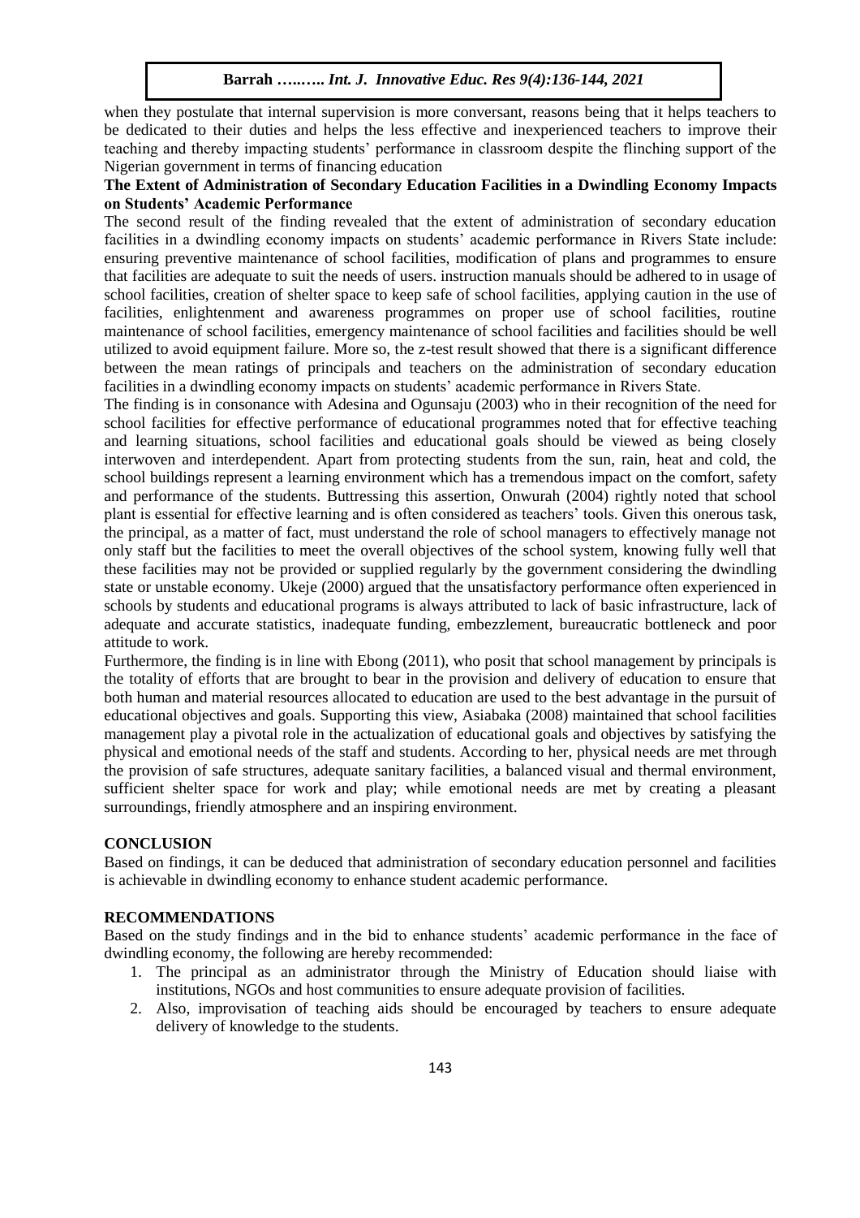when they postulate that internal supervision is more conversant, reasons being that it helps teachers to be dedicated to their duties and helps the less effective and inexperienced teachers to improve their teaching and thereby impacting students' performance in classroom despite the flinching support of the Nigerian government in terms of financing education

### The Extent of Administration of Secondary Education Facilities in a Dwindling Economy Impacts on Students' Academic Performance

The second result of the finding revealed that the extent of administration of secondary education facilities in a dwindling economy impacts on students' academic performance in Rivers State include: ensuring preventive maintenance of school facilities, modification of plans and programmes to ensure that facilities are adequate to suit the needs of users. instruction manuals should be adhered to in usage of school facilities, creation of shelter space to keep safe of school facilities, applying caution in the use of facilities, enlightenment and awareness programmes on proper use of school facilities, routine maintenance of school facilities, emergency maintenance of school facilities and facilities should be well utilized to avoid equipment failure. More so, the z-test result showed that there is a significant difference between the mean ratings of principals and teachers on the administration of secondary education facilities in a dwindling economy impacts on students' academic performance in Rivers State.

The finding is in consonance with Adesina and Ogunsaju (2003) who in their recognition of the need for school facilities for effective performance of educational programmes noted that for effective teaching and learning situations, school facilities and educational goals should be viewed as being closely interwoven and interdependent. Apart from protecting students from the sun, rain, heat and cold, the school buildings represent a learning environment which has a tremendous impact on the comfort, safety and performance of the students. Buttressing this assertion, Onwurah (2004) rightly noted that school plant is essential for effective learning and is often considered as teachers' tools. Given this onerous task, the principal, as a matter of fact, must understand the role of school managers to effectively manage not only staff but the facilities to meet the overall objectives of the school system, knowing fully well that these facilities may not be provided or supplied regularly by the government considering the dwindling state or unstable economy. Ukeje (2000) argued that the unsatisfactory performance often experienced in schools by students and educational programs is always attributed to lack of basic infrastructure, lack of adequate and accurate statistics, inadequate funding, embezzlement, bureaucratic bottleneck and poor attitude to work.

Furthermore, the finding is in line with Ebong (2011), who posit that school management by principals is the totality of efforts that are brought to bear in the provision and delivery of education to ensure that both human and material resources allocated to education are used to the best advantage in the pursuit of educational objectives and goals. Supporting this view, Asiabaka (2008) maintained that school facilities management play a pivotal role in the actualization of educational goals and objectives by satisfying the physical and emotional needs of the staff and students. According to her, physical needs are met through the provision of safe structures, adequate sanitary facilities, a balanced visual and thermal environment, sufficient shelter space for work and play; while emotional needs are met by creating a pleasant surroundings, friendly atmosphere and an inspiring environment.

## CONCLUSION

Based on findings, it can be deduced that administration of secondary education personnel and facilities is achievable in dwindling economy to enhance student academic performance.

## RECOMMENDATIONS

Based on the study findings and in the bid to enhance students' academic performance in the face of dwindling economy, the following are hereby recommended:

1. The principal as an administrator through the Ministry of Education should liaise with institutions, NGOs and host communities to ensure adequate provision of facilities.
2. Also, improvisation of teaching aids should be encouraged by teachers to ensure adequate delivery of knowledge to the students.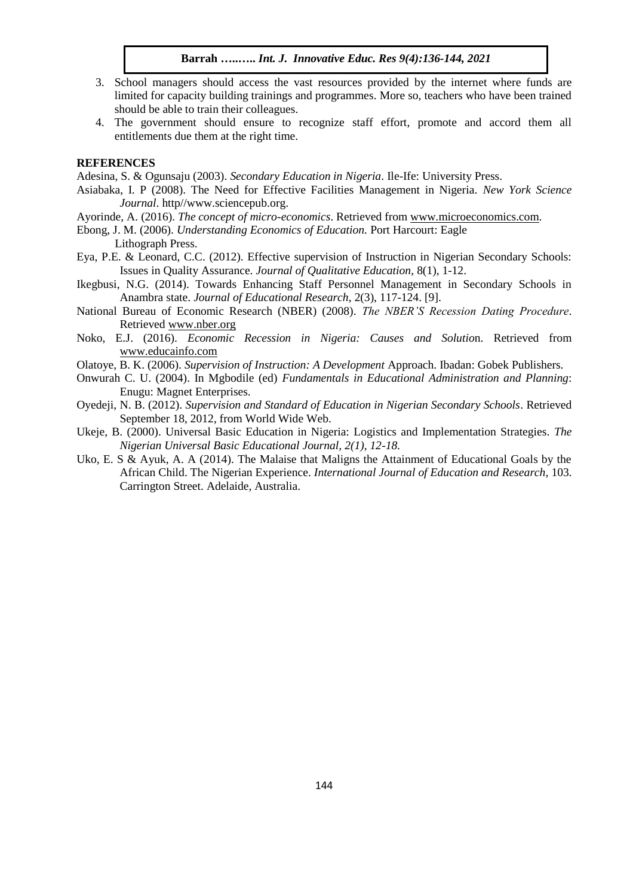3. School managers should access the vast resources provided by the internet where funds are limited for capacity building trainings and programmes. More so, teachers who have been trained should be able to train their colleagues.
4. The government should ensure to recognize staff effort, promote and accord them all entitlements due them at the right time.

## REFERENCES

Adesina, S. & Ogunsaju (2003). *Secondary Education in Nigeria*. Ile-Ife: University Press.

Asiabaka, I. P (2008). The Need for Effective Facilities Management in Nigeria. *New York Science Journal*. http//www.sciencepub.org.

Ayorinde, A. (2016). *The concept of micro-economics*. Retrieved from www.microeconomics.com.

Ebong, J. M. (2006). *Understanding Economics of Education.* Port Harcourt: Eagle Lithograph Press.

Eya, P.E. & Leonard, C.C. (2012). Effective supervision of Instruction in Nigerian Secondary Schools: Issues in Quality Assurance. *Journal of Qualitative Education*, 8(1), 1-12.

Ikegbusi, N.G. (2014). Towards Enhancing Staff Personnel Management in Secondary Schools in Anambra state. *Journal of Educational Research*, 2(3), 117-124. [9].

National Bureau of Economic Research (NBER) (2008). *The NBER'S Recession Dating Procedure*. Retrieved www.nber.org

Noko, E.J. (2016). *Economic Recession in Nigeria: Causes and Solutio*n. Retrieved from www.educainfo.com

Olatoye, B. K. (2006). *Supervision of Instruction: A Development* Approach. Ibadan: Gobek Publishers.

Onwurah C. U. (2004). In Mgbodile (ed) *Fundamentals in Educational Administration and Planning*: Enugu: Magnet Enterprises.

Oyedeji, N. B. (2012). *Supervision and Standard of Education in Nigerian Secondary Schools*. Retrieved September 18, 2012, from World Wide Web.

Ukeje, B. (2000). Universal Basic Education in Nigeria: Logistics and Implementation Strategies. *The Nigerian Universal Basic Educational Journal, 2(1), 12-18.*

Uko, E. S & Ayuk, A. A (2014). The Malaise that Maligns the Attainment of Educational Goals by the African Child. The Nigerian Experience. *International Journal of Education and Research,* 103. Carrington Street. Adelaide, Australia.